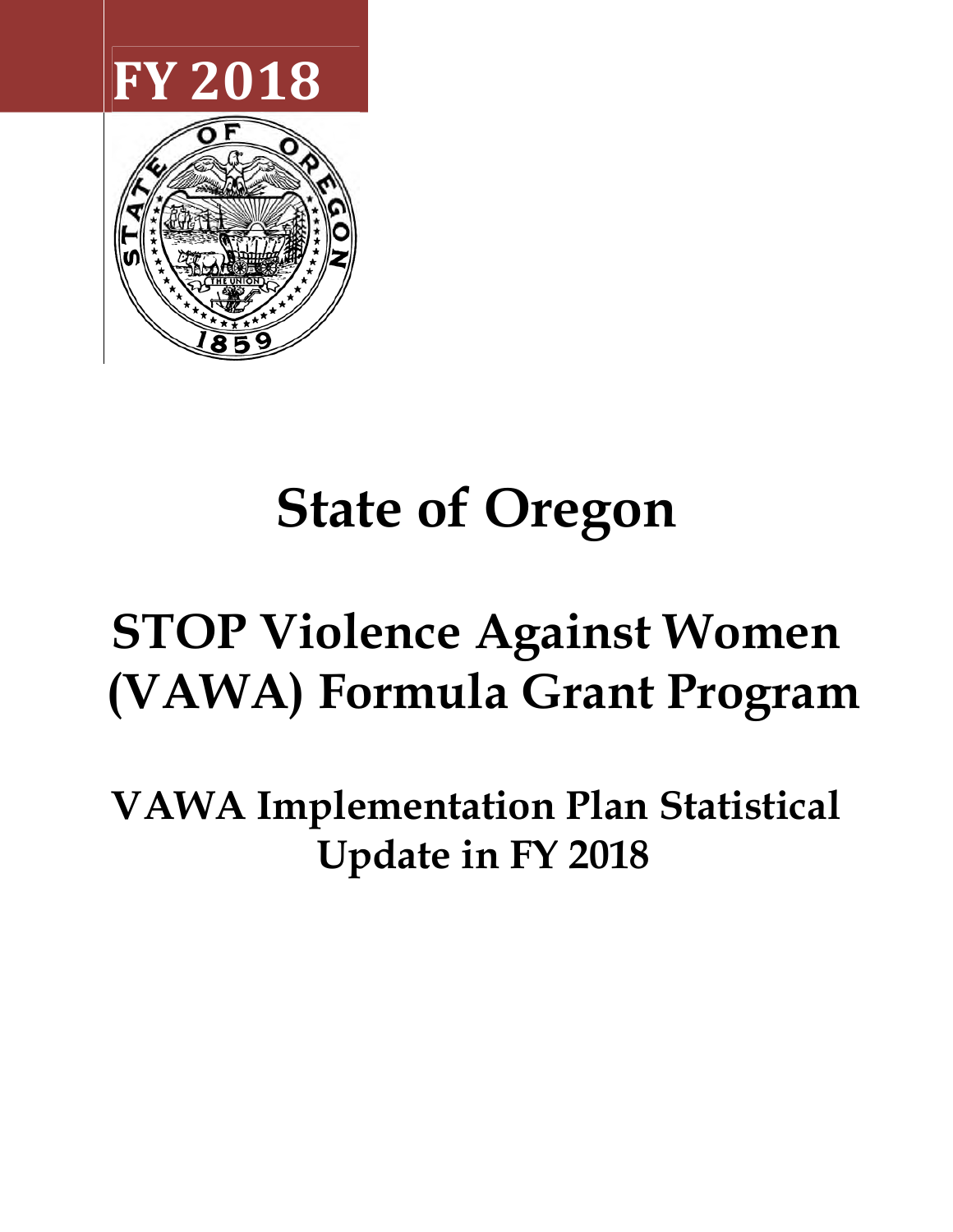FY 2018

# State of Oregon

# STOP Violence Against Women (VAWA) Formula Grant Program

## VAWA Implementation Plan Statistical Update in FY 2018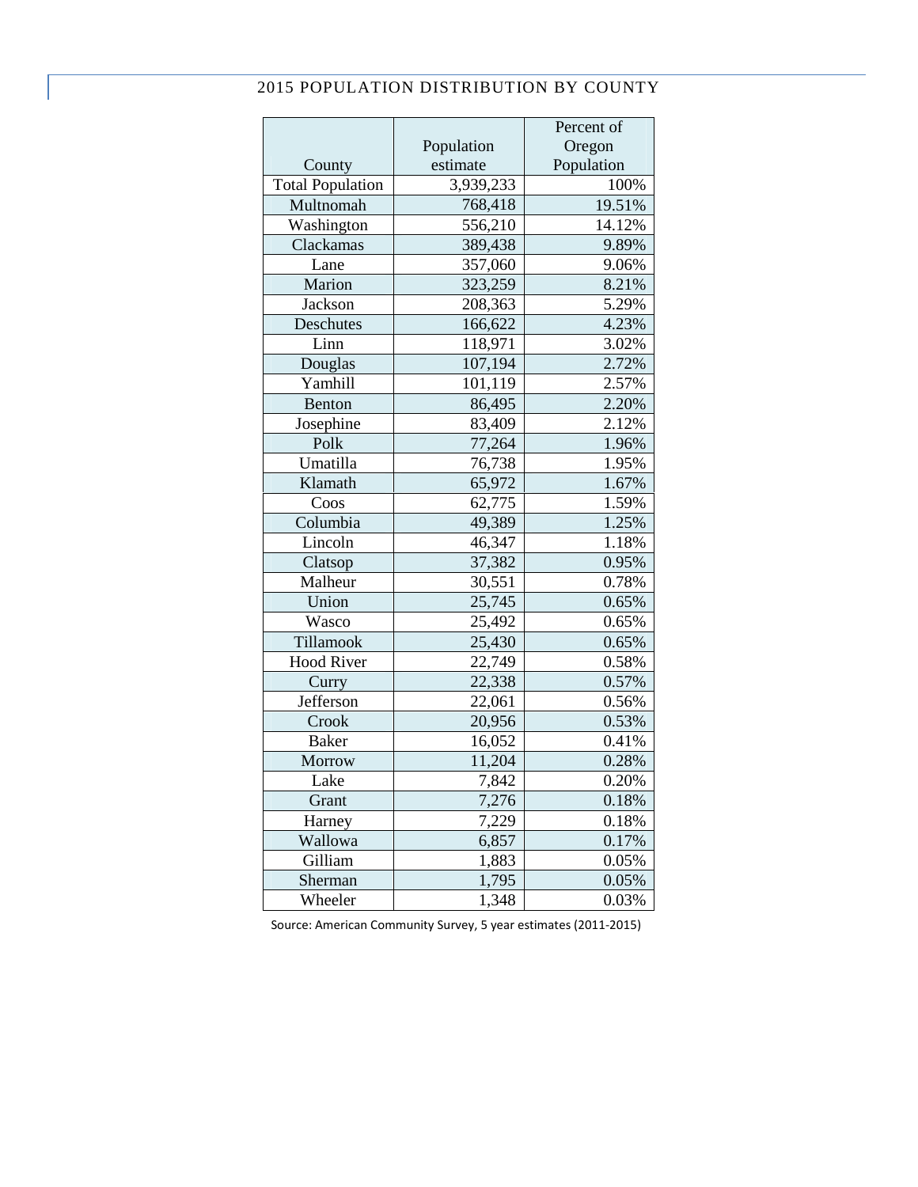## 2015 POPULATION DISTRIBUTION BY COUNTY

| County | Population estimate | Percent of Oregon Population |
|---|---|---|
| Total Population | 3,939,233 | 100% |
| Multnomah | 768,418 | 19.51% |
| Washington | 556,210 | 14.12% |
| Clackamas | 389,438 | 9.89% |
| Lane | 357,060 | 9.06% |
| Marion | 323,259 | 8.21% |
| Jackson | 208,363 | 5.29% |
| Deschutes | 166,622 | 4.23% |
| Linn | 118,971 | 3.02% |
| Douglas | 107,194 | 2.72% |
| Yamhill | 101,119 | 2.57% |
| Benton | 86,495 | 2.20% |
| Josephine | 83,409 | 2.12% |
| Polk | 77,264 | 1.96% |
| Umatilla | 76,738 | 1.95% |
| Klamath | 65,972 | 1.67% |
| Coos | 62,775 | 1.59% |
| Columbia | 49,389 | 1.25% |
| Lincoln | 46,347 | 1.18% |
| Clatsop | 37,382 | 0.95% |
| Malheur | 30,551 | 0.78% |
| Union | 25,745 | 0.65% |
| Wasco | 25,492 | 0.65% |
| Tillamook | 25,430 | 0.65% |
| Hood River | 22,749 | 0.58% |
| Curry | 22,338 | 0.57% |
| Jefferson | 22,061 | 0.56% |
| Crook | 20,956 | 0.53% |
| Baker | 16,052 | 0.41% |
| Morrow | 11,204 | 0.28% |
| Lake | 7,842 | 0.20% |
| Grant | 7,276 | 0.18% |
| Harney | 7,229 | 0.18% |
| Wallowa | 6,857 | 0.17% |
| Gilliam | 1,883 | 0.05% |
| Sherman | 1,795 | 0.05% |
| Wheeler | 1,348 | 0.03% |

Source: American Community Survey, 5 year estimates (2011-2015)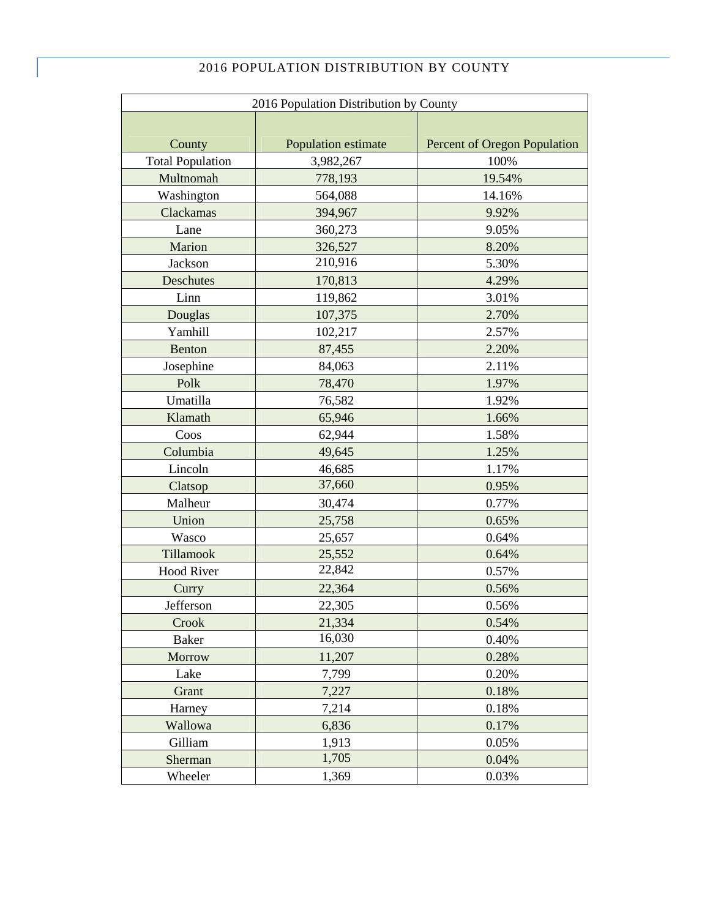# 2016 POPULATION DISTRIBUTION BY COUNTY

| 2016 Population Distribution by County | | |
|---|---|---|
| County | Population estimate | Percent of Oregon Population |
| Total Population | 3,982,267 | 100% |
| Multnomah | 778,193 | 19.54% |
| Washington | 564,088 | 14.16% |
| Clackamas | 394,967 | 9.92% |
| Lane | 360,273 | 9.05% |
| Marion | 326,527 | 8.20% |
| Jackson | 210,916 | 5.30% |
| Deschutes | 170,813 | 4.29% |
| Linn | 119,862 | 3.01% |
| Douglas | 107,375 | 2.70% |
| Yamhill | 102,217 | 2.57% |
| Benton | 87,455 | 2.20% |
| Josephine | 84,063 | 2.11% |
| Polk | 78,470 | 1.97% |
| Umatilla | 76,582 | 1.92% |
| Klamath | 65,946 | 1.66% |
| Coos | 62,944 | 1.58% |
| Columbia | 49,645 | 1.25% |
| Lincoln | 46,685 | 1.17% |
| Clatsop | 37,660 | 0.95% |
| Malheur | 30,474 | 0.77% |
| Union | 25,758 | 0.65% |
| Wasco | 25,657 | 0.64% |
| Tillamook | 25,552 | 0.64% |
| Hood River | 22,842 | 0.57% |
| Curry | 22,364 | 0.56% |
| Jefferson | 22,305 | 0.56% |
| Crook | 21,334 | 0.54% |
| Baker | 16,030 | 0.40% |
| Morrow | 11,207 | 0.28% |
| Lake | 7,799 | 0.20% |
| Grant | 7,227 | 0.18% |
| Harney | 7,214 | 0.18% |
| Wallowa | 6,836 | 0.17% |
| Gilliam | 1,913 | 0.05% |
| Sherman | 1,705 | 0.04% |
| Wheeler | 1,369 | 0.03% |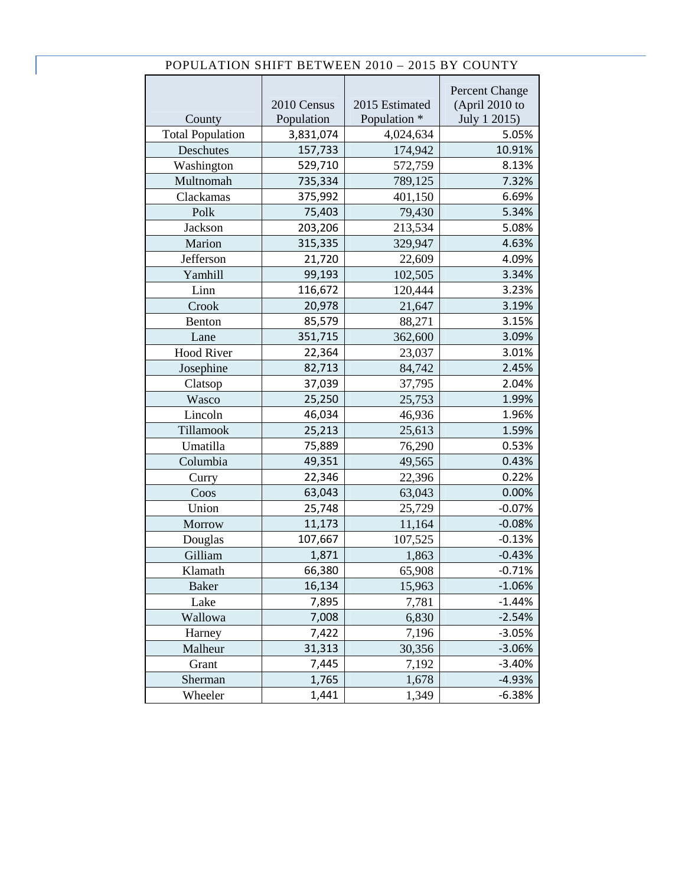## POPULATION SHIFT BETWEEN 2010 – 2015 BY COUNTY

| County | 2010 Census Population | 2015 Estimated Population * | Percent Change (April 2010 to July 1 2015) |
|---|---|---|---|
| Total Population | 3,831,074 | 4,024,634 | 5.05% |
| Deschutes | 157,733 | 174,942 | 10.91% |
| Washington | 529,710 | 572,759 | 8.13% |
| Multnomah | 735,334 | 789,125 | 7.32% |
| Clackamas | 375,992 | 401,150 | 6.69% |
| Polk | 75,403 | 79,430 | 5.34% |
| Jackson | 203,206 | 213,534 | 5.08% |
| Marion | 315,335 | 329,947 | 4.63% |
| Jefferson | 21,720 | 22,609 | 4.09% |
| Yamhill | 99,193 | 102,505 | 3.34% |
| Linn | 116,672 | 120,444 | 3.23% |
| Crook | 20,978 | 21,647 | 3.19% |
| Benton | 85,579 | 88,271 | 3.15% |
| Lane | 351,715 | 362,600 | 3.09% |
| Hood River | 22,364 | 23,037 | 3.01% |
| Josephine | 82,713 | 84,742 | 2.45% |
| Clatsop | 37,039 | 37,795 | 2.04% |
| Wasco | 25,250 | 25,753 | 1.99% |
| Lincoln | 46,034 | 46,936 | 1.96% |
| Tillamook | 25,213 | 25,613 | 1.59% |
| Umatilla | 75,889 | 76,290 | 0.53% |
| Columbia | 49,351 | 49,565 | 0.43% |
| Curry | 22,346 | 22,396 | 0.22% |
| Coos | 63,043 | 63,043 | 0.00% |
| Union | 25,748 | 25,729 | -0.07% |
| Morrow | 11,173 | 11,164 | -0.08% |
| Douglas | 107,667 | 107,525 | -0.13% |
| Gilliam | 1,871 | 1,863 | -0.43% |
| Klamath | 66,380 | 65,908 | -0.71% |
| Baker | 16,134 | 15,963 | -1.06% |
| Lake | 7,895 | 7,781 | -1.44% |
| Wallowa | 7,008 | 6,830 | -2.54% |
| Harney | 7,422 | 7,196 | -3.05% |
| Malheur | 31,313 | 30,356 | -3.06% |
| Grant | 7,445 | 7,192 | -3.40% |
| Sherman | 1,765 | 1,678 | -4.93% |
| Wheeler | 1,441 | 1,349 | -6.38% |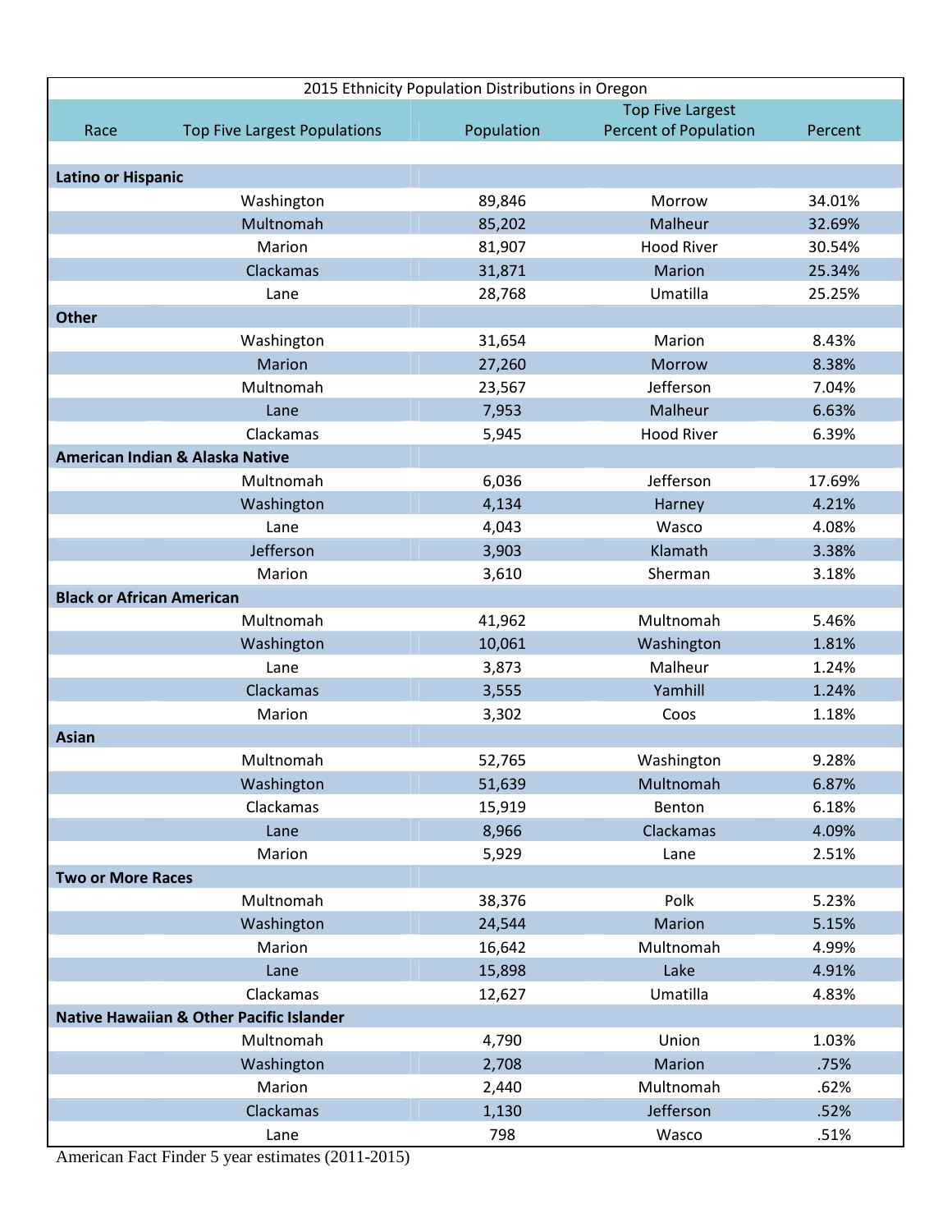| 2015 Ethnicity Population Distributions in Oregon | | | | |
|---|---|---|---|---|
| Race | Top Five Largest Populations | Population | Top Five Largest Percent of Population | Percent |
| **Latino or Hispanic** | | | | |
| | Washington | 89,846 | Morrow | 34.01% |
| | Multnomah | 85,202 | Malheur | 32.69% |
| | Marion | 81,907 | Hood River | 30.54% |
| | Clackamas | 31,871 | Marion | 25.34% |
| | Lane | 28,768 | Umatilla | 25.25% |
| **Other** | | | | |
| | Washington | 31,654 | Marion | 8.43% |
| | Marion | 27,260 | Morrow | 8.38% |
| | Multnomah | 23,567 | Jefferson | 7.04% |
| | Lane | 7,953 | Malheur | 6.63% |
| | Clackamas | 5,945 | Hood River | 6.39% |
| **American Indian & Alaska Native** | | | | |
| | Multnomah | 6,036 | Jefferson | 17.69% |
| | Washington | 4,134 | Harney | 4.21% |
| | Lane | 4,043 | Wasco | 4.08% |
| | Jefferson | 3,903 | Klamath | 3.38% |
| | Marion | 3,610 | Sherman | 3.18% |
| **Black or African American** | | | | |
| | Multnomah | 41,962 | Multnomah | 5.46% |
| | Washington | 10,061 | Washington | 1.81% |
| | Lane | 3,873 | Malheur | 1.24% |
| | Clackamas | 3,555 | Yamhill | 1.24% |
| | Marion | 3,302 | Coos | 1.18% |
| **Asian** | | | | |
| | Multnomah | 52,765 | Washington | 9.28% |
| | Washington | 51,639 | Multnomah | 6.87% |
| | Clackamas | 15,919 | Benton | 6.18% |
| | Lane | 8,966 | Clackamas | 4.09% |
| | Marion | 5,929 | Lane | 2.51% |
| **Two or More Races** | | | | |
| | Multnomah | 38,376 | Polk | 5.23% |
| | Washington | 24,544 | Marion | 5.15% |
| | Marion | 16,642 | Multnomah | 4.99% |
| | Lane | 15,898 | Lake | 4.91% |
| | Clackamas | 12,627 | Umatilla | 4.83% |
| **Native Hawaiian & Other Pacific Islander** | | | | |
| | Multnomah | 4,790 | Union | 1.03% |
| | Washington | 2,708 | Marion | .75% |
| | Marion | 2,440 | Multnomah | .62% |
| | Clackamas | 1,130 | Jefferson | .52% |
| | Lane | 798 | Wasco | .51% |

American Fact Finder 5 year estimates (2011-2015)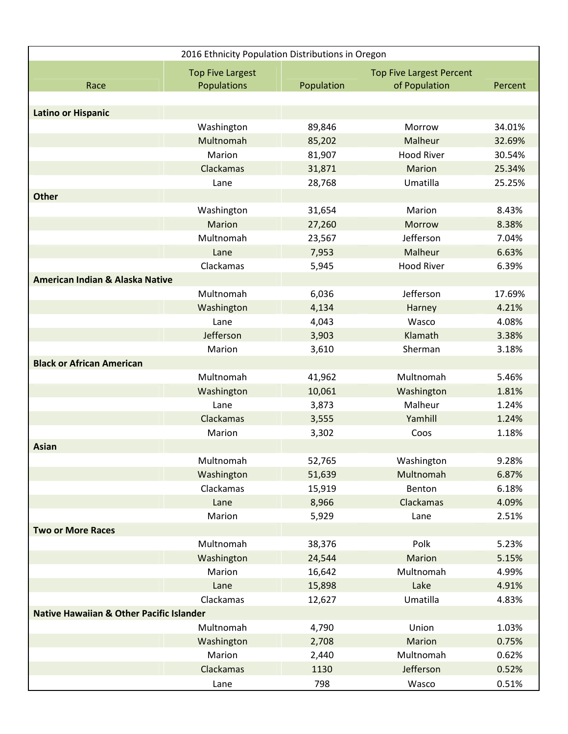| 2016 Ethnicity Population Distributions in Oregon | | | | |
|---|---|---|---|---|
| Race | Top Five Largest Populations | Population | Top Five Largest Percent of Population | Percent |
| **Latino or Hispanic** | | | | |
| | Washington | 89,846 | Morrow | 34.01% |
| | Multnomah | 85,202 | Malheur | 32.69% |
| | Marion | 81,907 | Hood River | 30.54% |
| | Clackamas | 31,871 | Marion | 25.34% |
| | Lane | 28,768 | Umatilla | 25.25% |
| **Other** | | | | |
| | Washington | 31,654 | Marion | 8.43% |
| | Marion | 27,260 | Morrow | 8.38% |
| | Multnomah | 23,567 | Jefferson | 7.04% |
| | Lane | 7,953 | Malheur | 6.63% |
| | Clackamas | 5,945 | Hood River | 6.39% |
| **American Indian & Alaska Native** | | | | |
| | Multnomah | 6,036 | Jefferson | 17.69% |
| | Washington | 4,134 | Harney | 4.21% |
| | Lane | 4,043 | Wasco | 4.08% |
| | Jefferson | 3,903 | Klamath | 3.38% |
| | Marion | 3,610 | Sherman | 3.18% |
| **Black or African American** | | | | |
| | Multnomah | 41,962 | Multnomah | 5.46% |
| | Washington | 10,061 | Washington | 1.81% |
| | Lane | 3,873 | Malheur | 1.24% |
| | Clackamas | 3,555 | Yamhill | 1.24% |
| | Marion | 3,302 | Coos | 1.18% |
| **Asian** | | | | |
| | Multnomah | 52,765 | Washington | 9.28% |
| | Washington | 51,639 | Multnomah | 6.87% |
| | Clackamas | 15,919 | Benton | 6.18% |
| | Lane | 8,966 | Clackamas | 4.09% |
| | Marion | 5,929 | Lane | 2.51% |
| **Two or More Races** | | | | |
| | Multnomah | 38,376 | Polk | 5.23% |
| | Washington | 24,544 | Marion | 5.15% |
| | Marion | 16,642 | Multnomah | 4.99% |
| | Lane | 15,898 | Lake | 4.91% |
| | Clackamas | 12,627 | Umatilla | 4.83% |
| **Native Hawaiian & Other Pacific Islander** | | | | |
| | Multnomah | 4,790 | Union | 1.03% |
| | Washington | 2,708 | Marion | 0.75% |
| | Marion | 2,440 | Multnomah | 0.62% |
| | Clackamas | 1130 | Jefferson | 0.52% |
| | Lane | 798 | Wasco | 0.51% |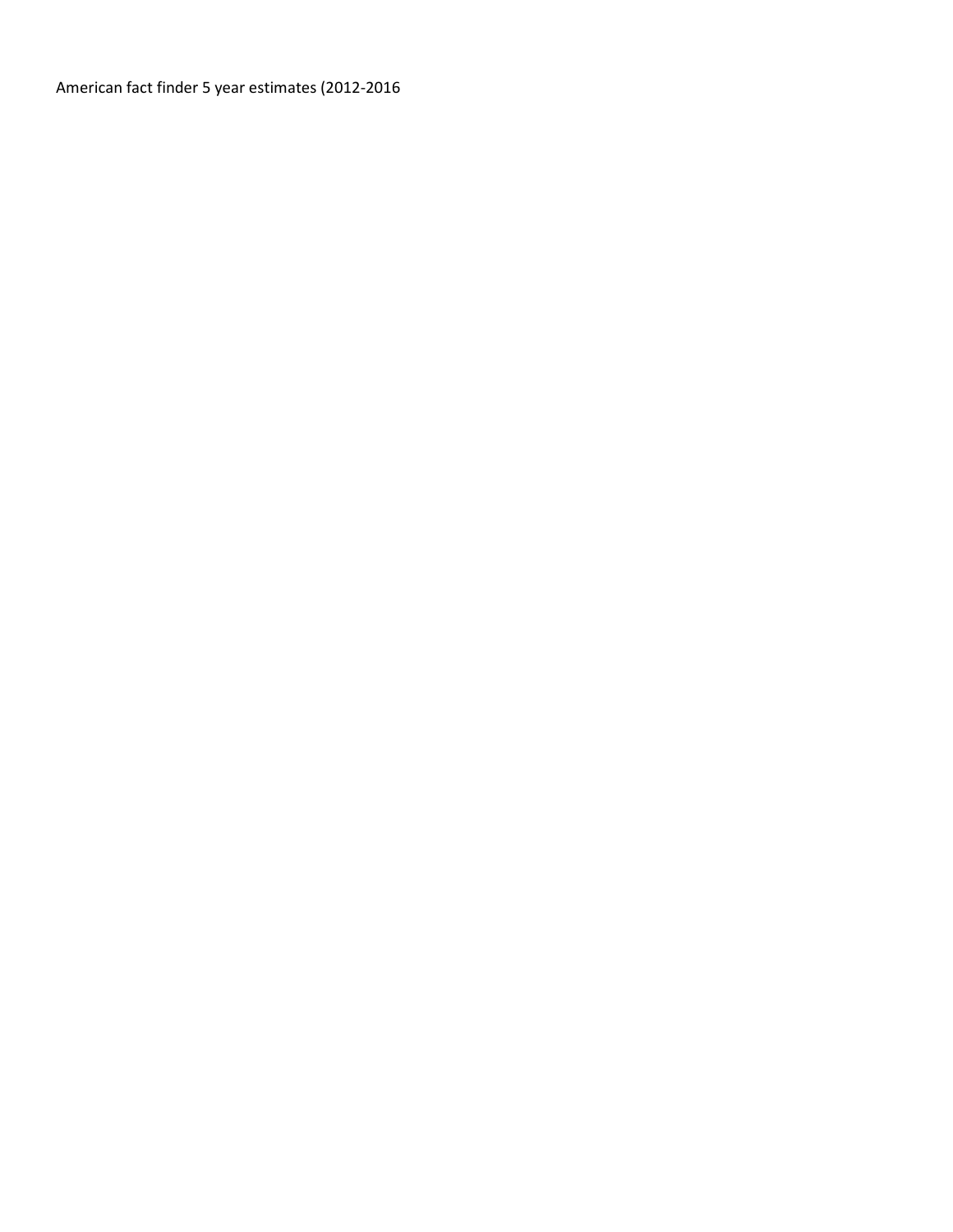American fact finder 5 year estimates (2012-2016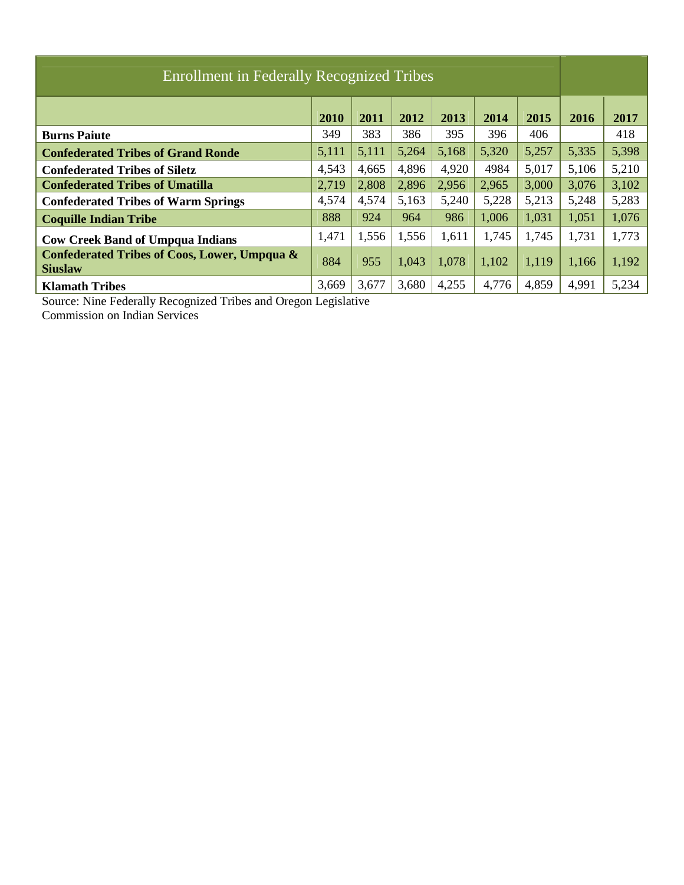| Enrollment in Federally Recognized Tribes | | | | | | | | |
|---|---|---|---|---|---|---|---|---|
| | **2010** | **2011** | **2012** | **2013** | **2014** | **2015** | **2016** | **2017** |
| **Burns Paiute** | 349 | 383 | 386 | 395 | 396 | 406 | | 418 |
| **Confederated Tribes of Grand Ronde** | 5,111 | 5,111 | 5,264 | 5,168 | 5,320 | 5,257 | 5,335 | 5,398 |
| **Confederated Tribes of Siletz** | 4,543 | 4,665 | 4,896 | 4,920 | 4984 | 5,017 | 5,106 | 5,210 |
| **Confederated Tribes of Umatilla** | 2,719 | 2,808 | 2,896 | 2,956 | 2,965 | 3,000 | 3,076 | 3,102 |
| **Confederated Tribes of Warm Springs** | 4,574 | 4,574 | 5,163 | 5,240 | 5,228 | 5,213 | 5,248 | 5,283 |
| **Coquille Indian Tribe** | 888 | 924 | 964 | 986 | 1,006 | 1,031 | 1,051 | 1,076 |
| **Cow Creek Band of Umpqua Indians** | 1,471 | 1,556 | 1,556 | 1,611 | 1,745 | 1,745 | 1,731 | 1,773 |
| **Confederated Tribes of Coos, Lower, Umpqua & Siuslaw** | 884 | 955 | 1,043 | 1,078 | 1,102 | 1,119 | 1,166 | 1,192 |
| **Klamath Tribes** | 3,669 | 3,677 | 3,680 | 4,255 | 4,776 | 4,859 | 4,991 | 5,234 |

Source: Nine Federally Recognized Tribes and Oregon Legislative Commission on Indian Services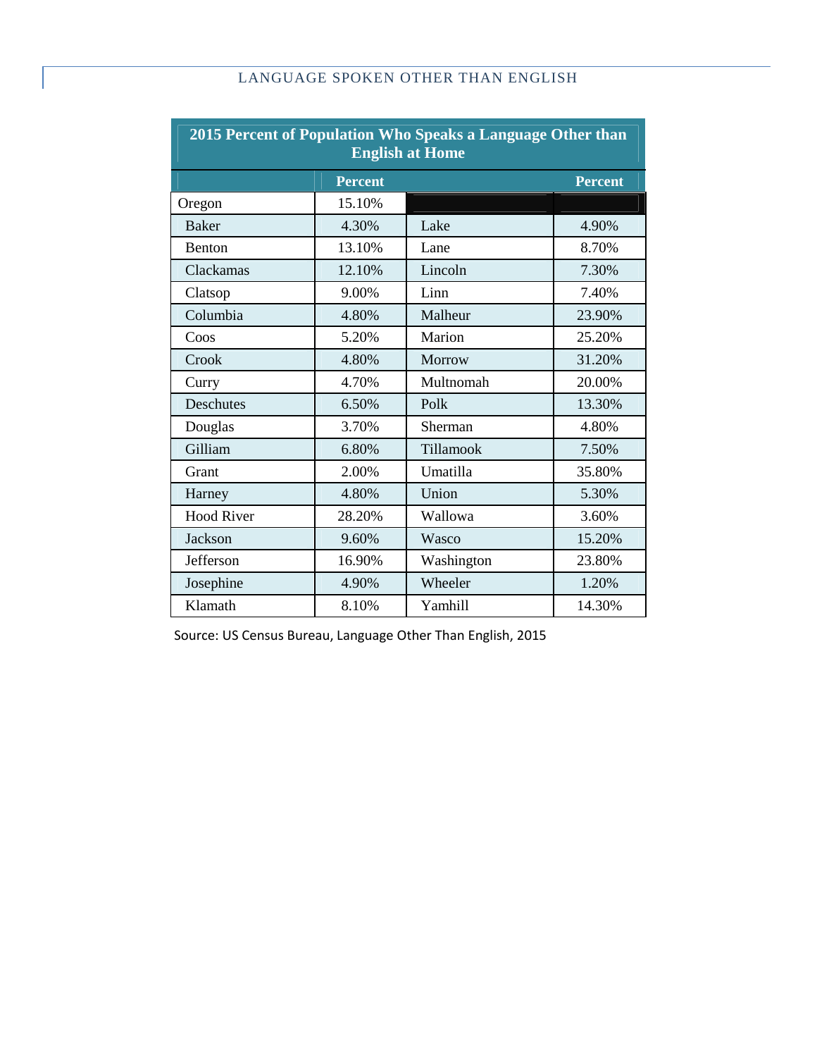## LANGUAGE SPOKEN OTHER THAN ENGLISH

| 2015 Percent of Population Who Speaks a Language Other than English at Home | | | |
|---|---|---|---|
| | Percent | | Percent |
| Oregon | 15.10% | | |
| Baker | 4.30% | Lake | 4.90% |
| Benton | 13.10% | Lane | 8.70% |
| Clackamas | 12.10% | Lincoln | 7.30% |
| Clatsop | 9.00% | Linn | 7.40% |
| Columbia | 4.80% | Malheur | 23.90% |
| Coos | 5.20% | Marion | 25.20% |
| Crook | 4.80% | Morrow | 31.20% |
| Curry | 4.70% | Multnomah | 20.00% |
| Deschutes | 6.50% | Polk | 13.30% |
| Douglas | 3.70% | Sherman | 4.80% |
| Gilliam | 6.80% | Tillamook | 7.50% |
| Grant | 2.00% | Umatilla | 35.80% |
| Harney | 4.80% | Union | 5.30% |
| Hood River | 28.20% | Wallowa | 3.60% |
| Jackson | 9.60% | Wasco | 15.20% |
| Jefferson | 16.90% | Washington | 23.80% |
| Josephine | 4.90% | Wheeler | 1.20% |
| Klamath | 8.10% | Yamhill | 14.30% |

Source: US Census Bureau, Language Other Than English, 2015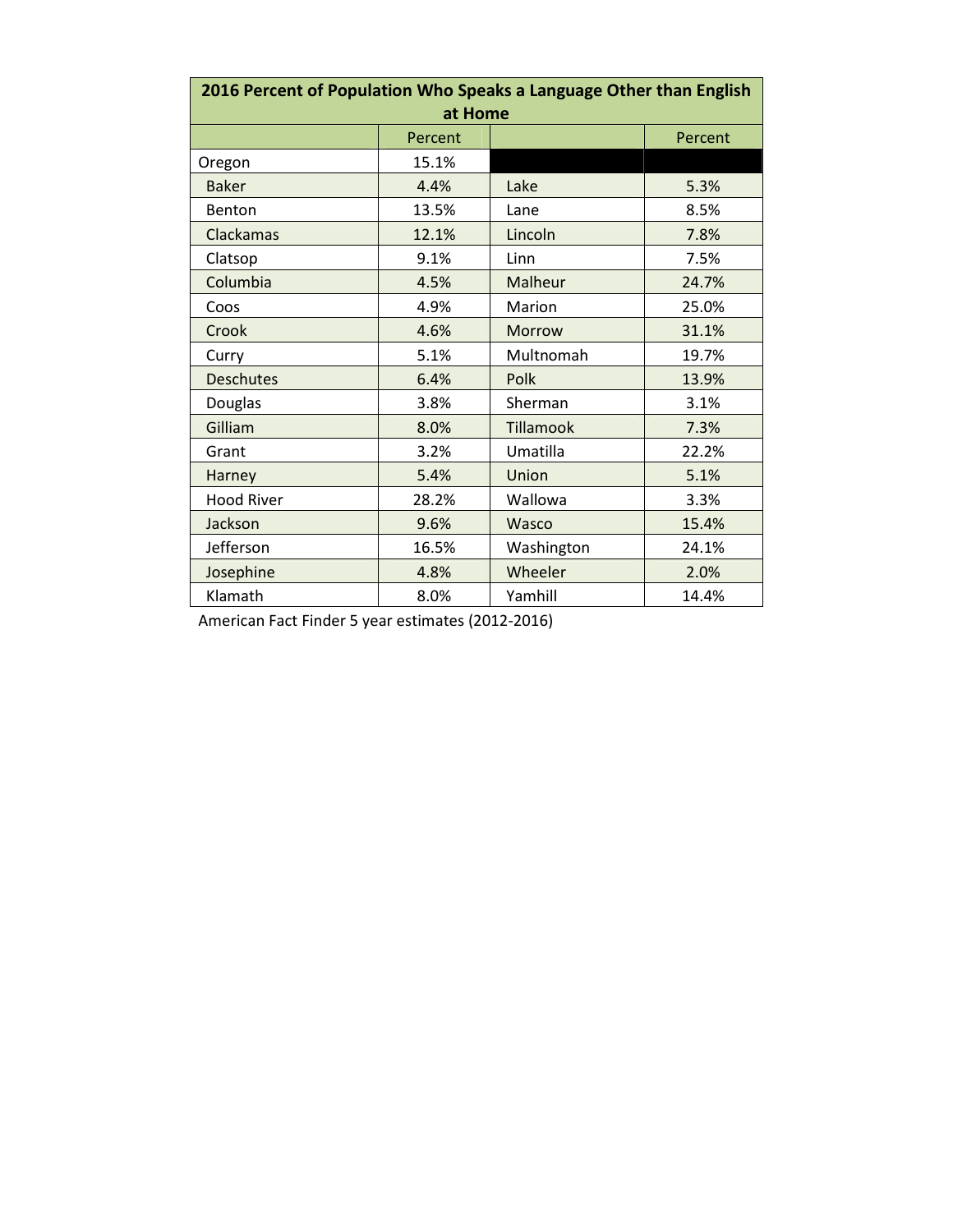| 2016 Percent of Population Who Speaks a Language Other than English at Home | | | |
|---|---|---|---|
| | Percent | | Percent |
| Oregon | 15.1% | | |
| Baker | 4.4% | Lake | 5.3% |
| Benton | 13.5% | Lane | 8.5% |
| Clackamas | 12.1% | Lincoln | 7.8% |
| Clatsop | 9.1% | Linn | 7.5% |
| Columbia | 4.5% | Malheur | 24.7% |
| Coos | 4.9% | Marion | 25.0% |
| Crook | 4.6% | Morrow | 31.1% |
| Curry | 5.1% | Multnomah | 19.7% |
| Deschutes | 6.4% | Polk | 13.9% |
| Douglas | 3.8% | Sherman | 3.1% |
| Gilliam | 8.0% | Tillamook | 7.3% |
| Grant | 3.2% | Umatilla | 22.2% |
| Harney | 5.4% | Union | 5.1% |
| Hood River | 28.2% | Wallowa | 3.3% |
| Jackson | 9.6% | Wasco | 15.4% |
| Jefferson | 16.5% | Washington | 24.1% |
| Josephine | 4.8% | Wheeler | 2.0% |
| Klamath | 8.0% | Yamhill | 14.4% |

American Fact Finder 5 year estimates (2012-2016)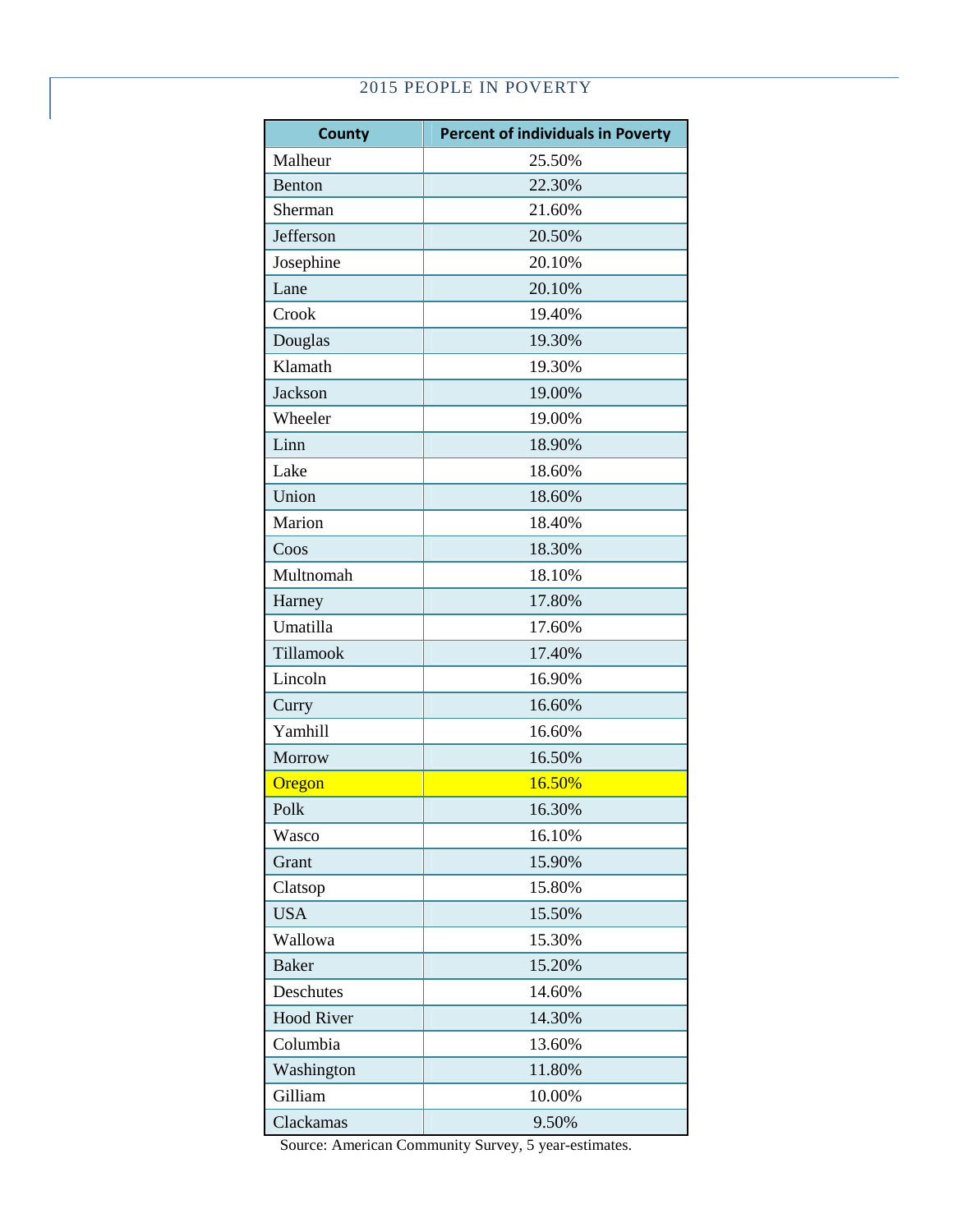## 2015 PEOPLE IN POVERTY

| County | Percent of individuals in Poverty |
|---|---|
| Malheur | 25.50% |
| Benton | 22.30% |
| Sherman | 21.60% |
| Jefferson | 20.50% |
| Josephine | 20.10% |
| Lane | 20.10% |
| Crook | 19.40% |
| Douglas | 19.30% |
| Klamath | 19.30% |
| Jackson | 19.00% |
| Wheeler | 19.00% |
| Linn | 18.90% |
| Lake | 18.60% |
| Union | 18.60% |
| Marion | 18.40% |
| Coos | 18.30% |
| Multnomah | 18.10% |
| Harney | 17.80% |
| Umatilla | 17.60% |
| Tillamook | 17.40% |
| Lincoln | 16.90% |
| Curry | 16.60% |
| Yamhill | 16.60% |
| Morrow | 16.50% |
| Oregon | 16.50% |
| Polk | 16.30% |
| Wasco | 16.10% |
| Grant | 15.90% |
| Clatsop | 15.80% |
| USA | 15.50% |
| Wallowa | 15.30% |
| Baker | 15.20% |
| Deschutes | 14.60% |
| Hood River | 14.30% |
| Columbia | 13.60% |
| Washington | 11.80% |
| Gilliam | 10.00% |
| Clackamas | 9.50% |

Source: American Community Survey, 5 year-estimates.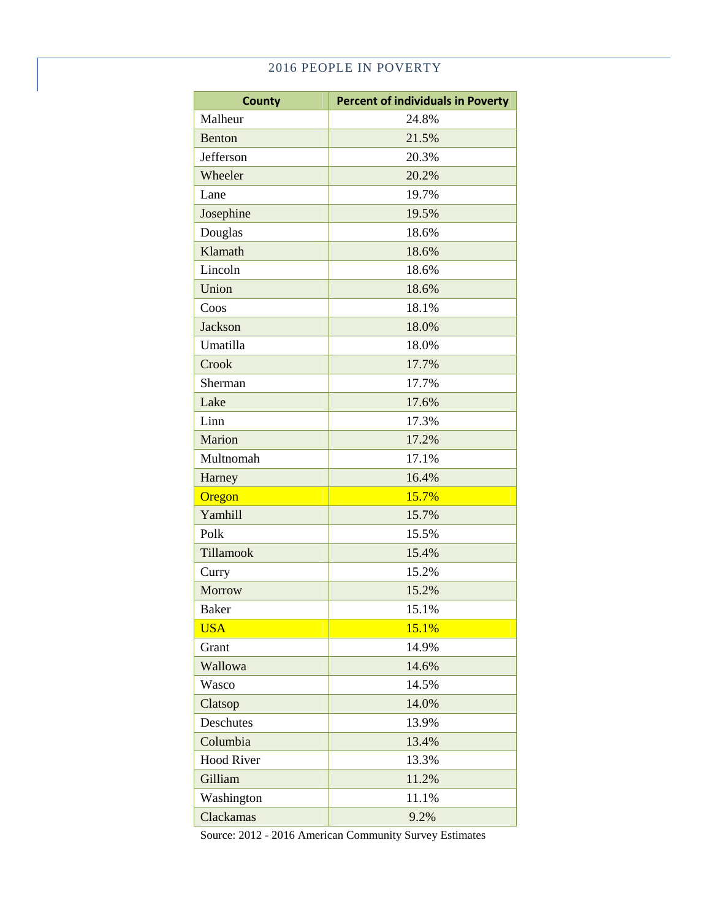## 2016 PEOPLE IN POVERTY

| County | Percent of individuals in Poverty |
|---|---|
| Malheur | 24.8% |
| Benton | 21.5% |
| Jefferson | 20.3% |
| Wheeler | 20.2% |
| Lane | 19.7% |
| Josephine | 19.5% |
| Douglas | 18.6% |
| Klamath | 18.6% |
| Lincoln | 18.6% |
| Union | 18.6% |
| Coos | 18.1% |
| Jackson | 18.0% |
| Umatilla | 18.0% |
| Crook | 17.7% |
| Sherman | 17.7% |
| Lake | 17.6% |
| Linn | 17.3% |
| Marion | 17.2% |
| Multnomah | 17.1% |
| Harney | 16.4% |
| Oregon | 15.7% |
| Yamhill | 15.7% |
| Polk | 15.5% |
| Tillamook | 15.4% |
| Curry | 15.2% |
| Morrow | 15.2% |
| Baker | 15.1% |
| USA | 15.1% |
| Grant | 14.9% |
| Wallowa | 14.6% |
| Wasco | 14.5% |
| Clatsop | 14.0% |
| Deschutes | 13.9% |
| Columbia | 13.4% |
| Hood River | 13.3% |
| Gilliam | 11.2% |
| Washington | 11.1% |
| Clackamas | 9.2% |

Source: 2012 - 2016 American Community Survey Estimates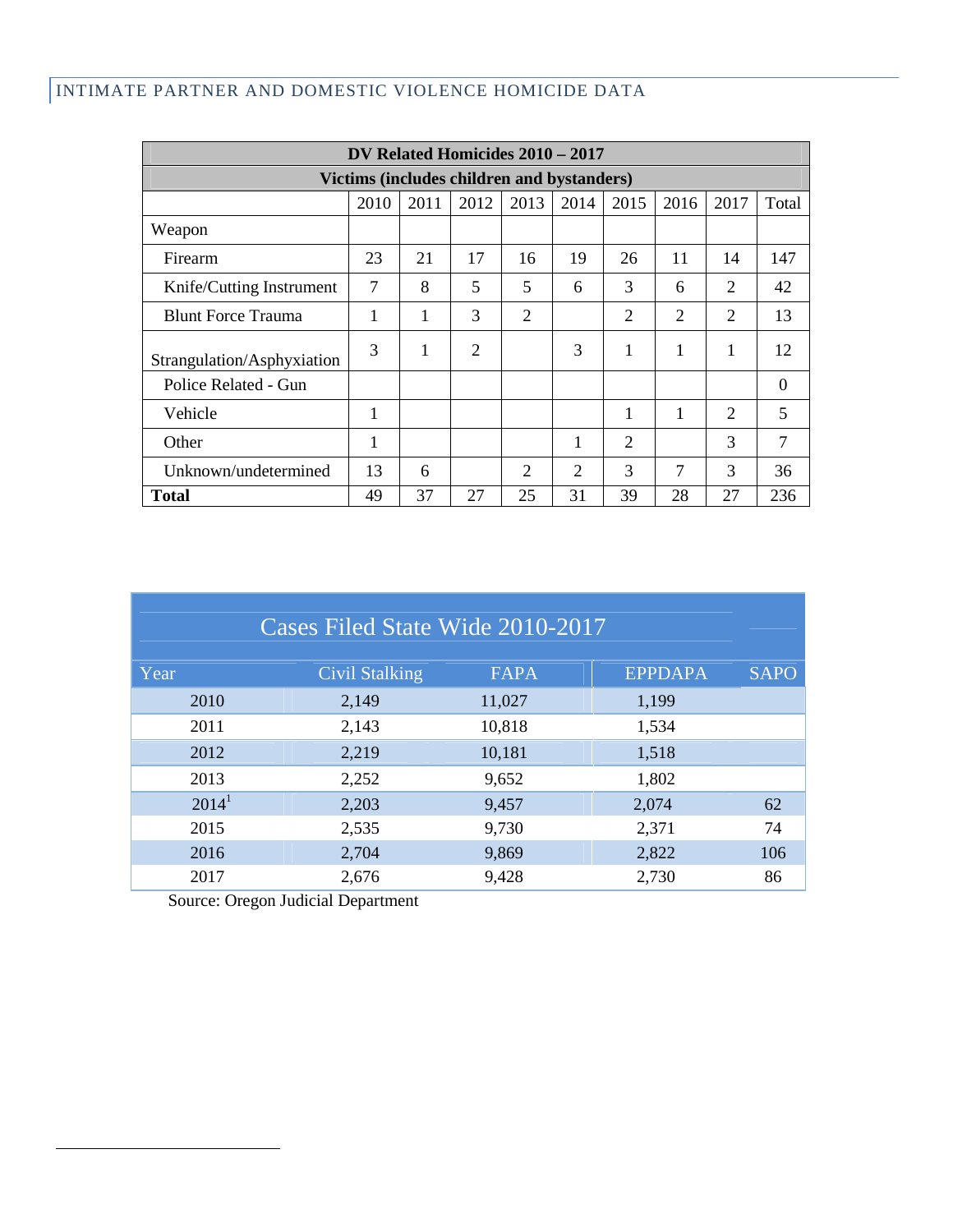## INTIMATE PARTNER AND DOMESTIC VIOLENCE HOMICIDE DATA

| DV Related Homicides 2010 – 2017 | | | | | | | | | |
|---|---|---|---|---|---|---|---|---|---|
| **Victims (includes children and bystanders)** | | | | | | | | | |
| | 2010 | 2011 | 2012 | 2013 | 2014 | 2015 | 2016 | 2017 | Total |
| Weapon | | | | | | | | | |
| Firearm | 23 | 21 | 17 | 16 | 19 | 26 | 11 | 14 | 147 |
| Knife/Cutting Instrument | 7 | 8 | 5 | 5 | 6 | 3 | 6 | 2 | 42 |
| Blunt Force Trauma | 1 | 1 | 3 | 2 | | 2 | 2 | 2 | 13 |
| Strangulation/Asphyxiation | 3 | 1 | 2 | | 3 | 1 | 1 | 1 | 12 |
| Police Related - Gun | | | | | | | | | 0 |
| Vehicle | 1 | | | | | 1 | 1 | 2 | 5 |
| Other | 1 | | | | 1 | 2 | | 3 | 7 |
| Unknown/undetermined | 13 | 6 | | 2 | 2 | 3 | 7 | 3 | 36 |
| **Total** | 49 | 37 | 27 | 25 | 31 | 39 | 28 | 27 | 236 |

| Cases Filed State Wide 2010-2017 | | | | |
|---|---|---|---|---|
| Year | Civil Stalking | FAPA | EPPDAPA | SAPO |
| 2010 | 2,149 | 11,027 | 1,199 | |
| 2011 | 2,143 | 10,818 | 1,534 | |
| 2012 | 2,219 | 10,181 | 1,518 | |
| 2013 | 2,252 | 9,652 | 1,802 | |
| 2014[1] | 2,203 | 9,457 | 2,074 | 62 |
| 2015 | 2,535 | 9,730 | 2,371 | 74 |
| 2016 | 2,704 | 9,869 | 2,822 | 106 |
| 2017 | 2,676 | 9,428 | 2,730 | 86 |

Source: Oregon Judicial Department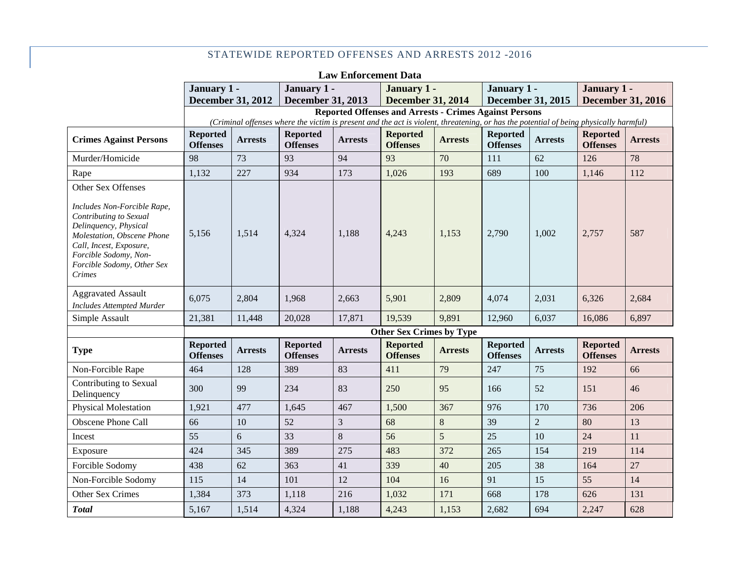## STATEWIDE REPORTED OFFENSES AND ARRESTS 2012 -2016

**Law Enforcement Data**

| | January 1 - December 31, 2012 | | January 1 - December 31, 2013 | | January 1 - December 31, 2014 | | January 1 - December 31, 2015 | | January 1 - December 31, 2016 | |
|---|---|---|---|---|---|---|---|---|---|---|
| | **Reported Offenses and Arrests - Crimes Against Persons** *(Criminal offenses where the victim is present and the act is violent, threatening, or has the potential of being physically harmful)* | | | | | | | | | |
| **Crimes Against Persons** | **Reported Offenses** | **Arrests** | **Reported Offenses** | **Arrests** | **Reported Offenses** | **Arrests** | **Reported Offenses** | **Arrests** | **Reported Offenses** | **Arrests** |
| Murder/Homicide | 98 | 73 | 93 | 94 | 93 | 70 | 111 | 62 | 126 | 78 |
| Rape | 1,132 | 227 | 934 | 173 | 1,026 | 193 | 689 | 100 | 1,146 | 112 |
| Other Sex Offenses *Includes Non-Forcible Rape, Contributing to Sexual Delinquency, Physical Molestation, Obscene Phone Call, Incest, Exposure, Forcible Sodomy, Non-Forcible Sodomy, Other Sex Crimes* | 5,156 | 1,514 | 4,324 | 1,188 | 4,243 | 1,153 | 2,790 | 1,002 | 2,757 | 587 |
| Aggravated Assault *Includes Attempted Murder* | 6,075 | 2,804 | 1,968 | 2,663 | 5,901 | 2,809 | 4,074 | 2,031 | 6,326 | 2,684 |
| Simple Assault | 21,381 | 11,448 | 20,028 | 17,871 | 19,539 | 9,891 | 12,960 | 6,037 | 16,086 | 6,897 |
| | **Other Sex Crimes by Type** | | | | | | | | | |
| **Type** | **Reported Offenses** | **Arrests** | **Reported Offenses** | **Arrests** | **Reported Offenses** | **Arrests** | **Reported Offenses** | **Arrests** | **Reported Offenses** | **Arrests** |
| Non-Forcible Rape | 464 | 128 | 389 | 83 | 411 | 79 | 247 | 75 | 192 | 66 |
| Contributing to Sexual Delinquency | 300 | 99 | 234 | 83 | 250 | 95 | 166 | 52 | 151 | 46 |
| Physical Molestation | 1,921 | 477 | 1,645 | 467 | 1,500 | 367 | 976 | 170 | 736 | 206 |
| Obscene Phone Call | 66 | 10 | 52 | 3 | 68 | 8 | 39 | 2 | 80 | 13 |
| Incest | 55 | 6 | 33 | 8 | 56 | 5 | 25 | 10 | 24 | 11 |
| Exposure | 424 | 345 | 389 | 275 | 483 | 372 | 265 | 154 | 219 | 114 |
| Forcible Sodomy | 438 | 62 | 363 | 41 | 339 | 40 | 205 | 38 | 164 | 27 |
| Non-Forcible Sodomy | 115 | 14 | 101 | 12 | 104 | 16 | 91 | 15 | 55 | 14 |
| Other Sex Crimes | 1,384 | 373 | 1,118 | 216 | 1,032 | 171 | 668 | 178 | 626 | 131 |
| ***Total*** | 5,167 | 1,514 | 4,324 | 1,188 | 4,243 | 1,153 | 2,682 | 694 | 2,247 | 628 |